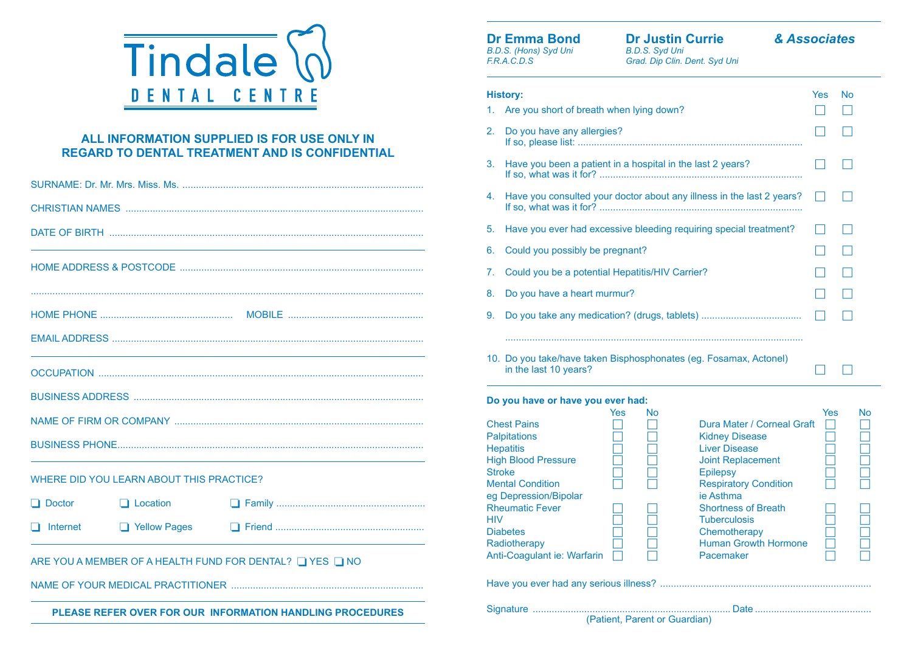# Tindale DENTAL CENTRE

**ALL INFORMATION SUPPLIED IS FOR USE ONLY IN REGARD TO DENTAL TREATMENT AND IS CONFIDENTIAL**

SURNAME: Dr. Mr. Mrs. Miss. Ms. ........................................................................................

CHRISTIAN NAMES ............................................................................................................

DATE OF BIRTH ...................................................................................................................

---

HOME ADDRESS & POSTCODE .........................................................................................

.............................................................................................................................................

HOME PHONE ................................................ MOBILE .................................................

EMAIL ADDRESS ..................................................................................................................

---

OCCUPATION .......................................................................................................................

BUSINESS ADDRESS ..........................................................................................................

NAME OF FIRM OR COMPANY ...........................................................................................

BUSINESS PHONE................................................................................................................

---

WHERE DID YOU LEARN ABOUT THIS PRACTICE?

- ❑ Doctor
- ❑ Location
- ❑ Family .......................................................
- ❑ Internet
- ❑ Yellow Pages
- ❑ Friend .......................................................

---

ARE YOU A MEMBER OF A HEALTH FUND FOR DENTAL? ❑ YES ❑ NO

NAME OF YOUR MEDICAL PRACTITIONER ......................................................................

**PLEASE REFER OVER FOR OUR INFORMATION HANDLING PROCEDURES**

---

**Dr Emma Bond**
*B.D.S. (Hons) Syd Uni*
*F.R.A.C.D.S*

**Dr Justin Currie**
*B.D.S. Syd Uni*
*Grad. Dip Clin. Dent. Syd Uni*

***& Associates***

---

**History:**

| | Question | Yes | No |
|---|---|---|---|
| 1. | Are you short of breath when lying down? | ☐ | ☐ |
| 2. | Do you have any allergies? If so, please list: ................................................................................. | ☐ | ☐ |
| 3. | Have you been a patient in a hospital in the last 2 years? If so, what was it for? .......................................................................... | ☐ | ☐ |
| 4. | Have you consulted your doctor about any illness in the last 2 years? If so, what was it for? .......................................................................... | ☐ | ☐ |
| 5. | Have you ever had excessive bleeding requiring special treatment? | ☐ | ☐ |
| 6. | Could you possibly be pregnant? | ☐ | ☐ |
| 7. | Could you be a potential Hepatitis/HIV Carrier? | ☐ | ☐ |
| 8. | Do you have a heart murmur? | ☐ | ☐ |
| 9. | Do you take any medication? (drugs, tablets) .................................... ............................................................................................................. | ☐ | ☐ |
| 10. | Do you take/have taken Bisphosphonates (eg. Fosamax, Actonel) in the last 10 years? | ☐ | ☐ |

**Do you have or have you ever had:**

| Condition | Yes | No | Condition | Yes | No |
|---|---|---|---|---|---|
| Chest Pains | ☐ | ☐ | Dura Mater / Corneal Graft | ☐ | ☐ |
| Palpitations | ☐ | ☐ | Kidney Disease | ☐ | ☐ |
| Hepatitis | ☐ | ☐ | Liver Disease | ☐ | ☐ |
| High Blood Pressure | ☐ | ☐ | Joint Replacement | ☐ | ☐ |
| Stroke | ☐ | ☐ | Epilepsy | ☐ | ☐ |
| Mental Condition eg Depression/Bipolar | ☐ | ☐ | Respiratory Condition ie Asthma | ☐ | ☐ |
| Rheumatic Fever | ☐ | ☐ | Shortness of Breath | ☐ | ☐ |
| HIV | ☐ | ☐ | Tuberculosis | ☐ | ☐ |
| Diabetes | ☐ | ☐ | Chemotherapy | ☐ | ☐ |
| Radiotherapy | ☐ | ☐ | Human Growth Hormone | ☐ | ☐ |
| Anti-Coagulant ie: Warfarin | ☐ | ☐ | Pacemaker | ☐ | ☐ |

Have you ever had any serious illness? .............................................................................

Signature ......................................................................... Date ..........................................
(Patient, Parent or Guardian)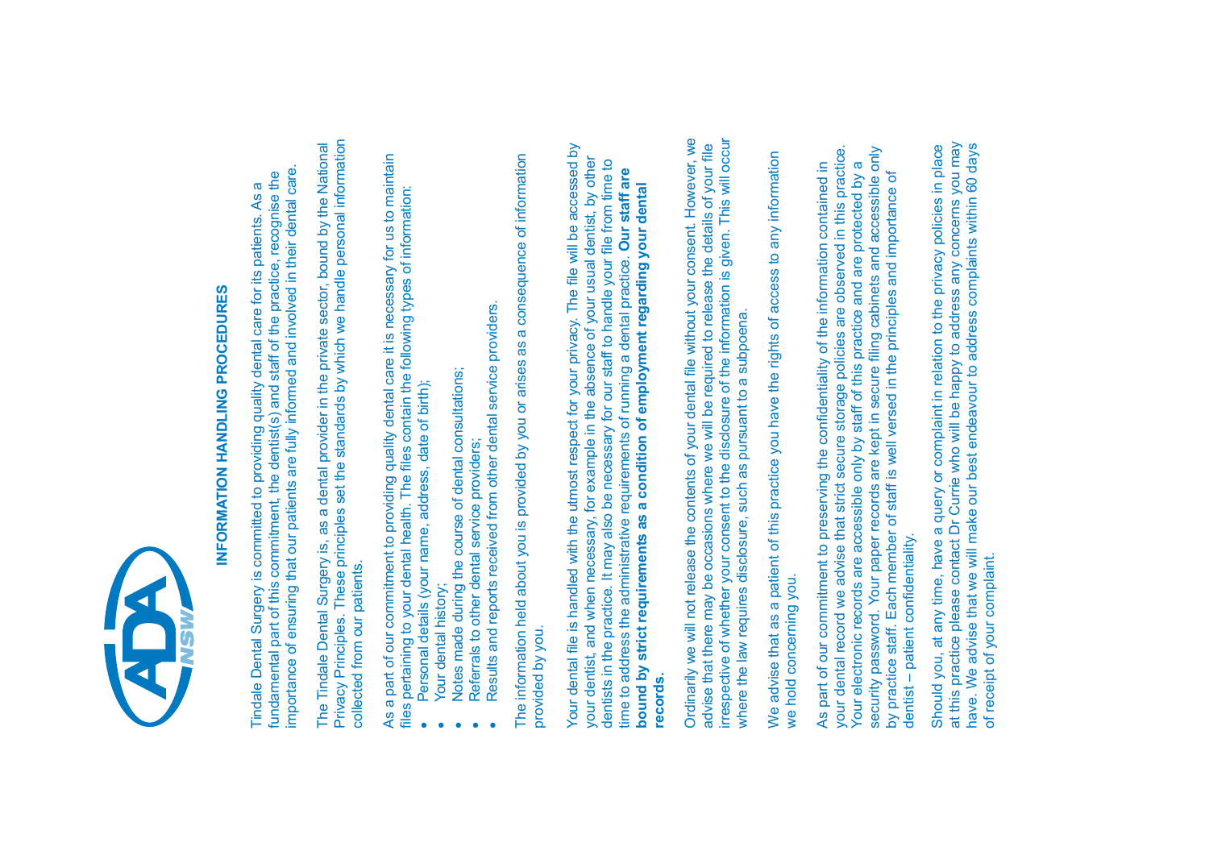# INFORMATION HANDLING PROCEDURES

Tindale Dental Surgery is committed to providing quality dental care for its patients. As a fundamental part of this commitment, the dentist(s) and staff of the practice, recognise the importance of ensuring that our patients are fully informed and involved in their dental care.

The Tindale Dental Surgery is, as a dental provider in the private sector, bound by the National Privacy Principles. These principles set the standards by which we handle personal information collected from our patients.

As a part of our commitment to providing quality dental care it is necessary for us to maintain files pertaining to your dental health. The files contain the following types of information:

- Personal details (your name, address, date of birth);
- Your dental history;
- Notes made during the course of dental consultations;
- Referrals to other dental service providers;
- Results and reports received from other dental service providers.

The information held about you is provided by you or arises as a consequence of information provided by you.

Your dental file is handled with the utmost respect for your privacy. The file will be accessed by your dentist, and when necessary, for example in the absence of your usual dentist, by other dentists in the practice. It may also be necessary for our staff to handle your file from time to time to address the administrative requirements of running a dental practice. **Our staff are bound by strict requirements as a condition of employment regarding your dental records.**

Ordinarily we will not release the contents of your dental file without your consent. However, we advise that there may be occasions where we will be required to release the details of your file irrespective of whether your consent to the disclosure of the information is given. This will occur where the law requires disclosure, such as pursuant to a subpoena.

We advise that as a patient of this practice you have the rights of access to any information we hold concerning you.

As part of our commitment to preserving the confidentiality of the information contained in your dental record we advise that strict secure storage policies are observed in this practice. Your electronic records are accessible only by staff of this practice and are protected by a security password. Your paper records are kept in secure filing cabinets and accessible only by practice staff. Each member of staff is well versed in the principles and importance of dentist – patient confidentiality.

Should you, at any time, have a query or complaint in relation to the privacy policies in place at this practice please contact Dr Currie who will be happy to address any concerns you may have. We advise that we will make our best endeavour to address complaints within 60 days of receipt of your complaint.